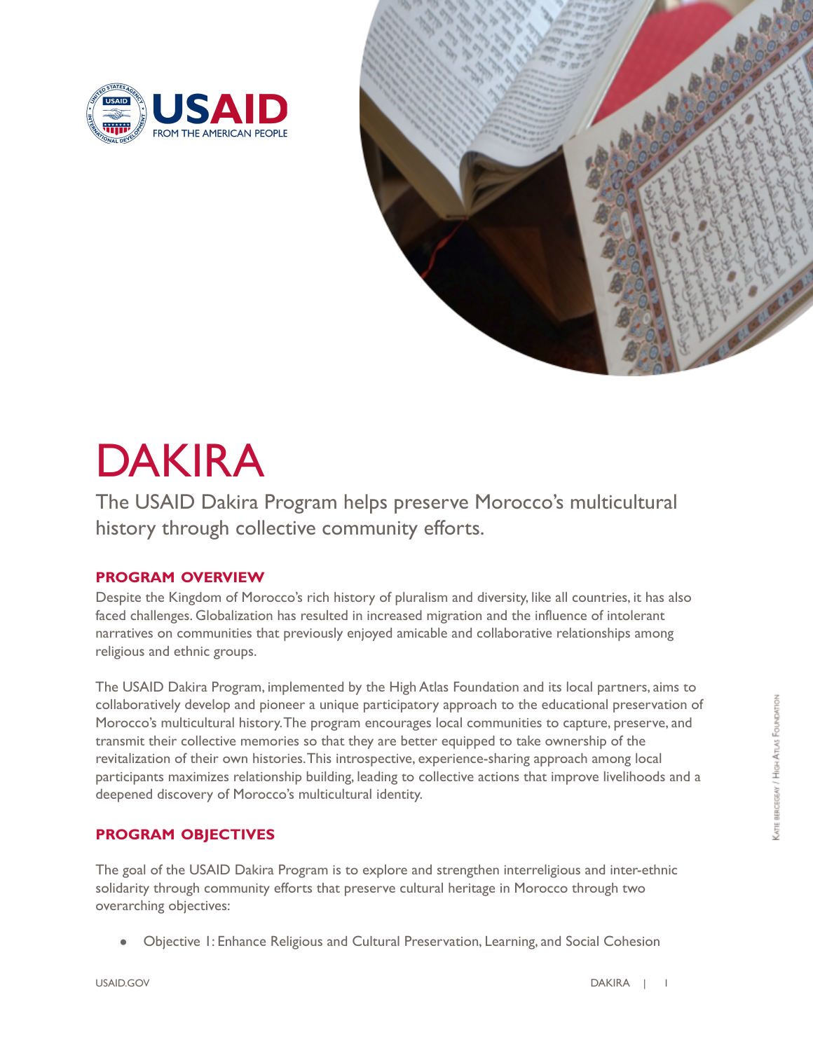# DAKIRA

The USAID Dakira Program helps preserve Morocco's multicultural history through collective community efforts.

## PROGRAM OVERVIEW

Despite the Kingdom of Morocco's rich history of pluralism and diversity, like all countries, it has also faced challenges. Globalization has resulted in increased migration and the influence of intolerant narratives on communities that previously enjoyed amicable and collaborative relationships among religious and ethnic groups.

The USAID Dakira Program, implemented by the High Atlas Foundation and its local partners, aims to collaboratively develop and pioneer a unique participatory approach to the educational preservation of Morocco's multicultural history. The program encourages local communities to capture, preserve, and transmit their collective memories so that they are better equipped to take ownership of the revitalization of their own histories. This introspective, experience-sharing approach among local participants maximizes relationship building, leading to collective actions that improve livelihoods and a deepened discovery of Morocco's multicultural identity.

## PROGRAM OBJECTIVES

The goal of the USAID Dakira Program is to explore and strengthen interreligious and inter-ethnic solidarity through community efforts that preserve cultural heritage in Morocco through two overarching objectives:

- Objective 1: Enhance Religious and Cultural Preservation, Learning, and Social Cohesion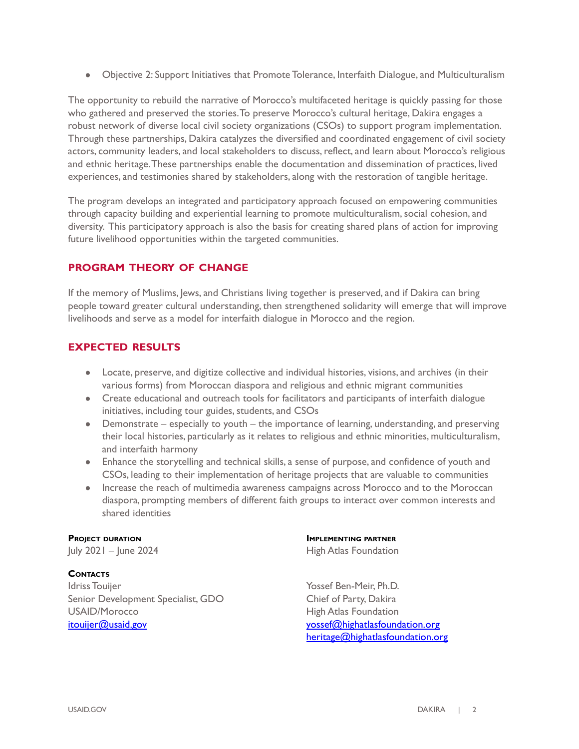- Objective 2: Support Initiatives that Promote Tolerance, Interfaith Dialogue, and Multiculturalism

The opportunity to rebuild the narrative of Morocco's multifaceted heritage is quickly passing for those who gathered and preserved the stories. To preserve Morocco's cultural heritage, Dakira engages a robust network of diverse local civil society organizations (CSOs) to support program implementation. Through these partnerships, Dakira catalyzes the diversified and coordinated engagement of civil society actors, community leaders, and local stakeholders to discuss, reflect, and learn about Morocco's religious and ethnic heritage. These partnerships enable the documentation and dissemination of practices, lived experiences, and testimonies shared by stakeholders, along with the restoration of tangible heritage.

The program develops an integrated and participatory approach focused on empowering communities through capacity building and experiential learning to promote multiculturalism, social cohesion, and diversity. This participatory approach is also the basis for creating shared plans of action for improving future livelihood opportunities within the targeted communities.

## PROGRAM THEORY OF CHANGE

If the memory of Muslims, Jews, and Christians living together is preserved, and if Dakira can bring people toward greater cultural understanding, then strengthened solidarity will emerge that will improve livelihoods and serve as a model for interfaith dialogue in Morocco and the region.

## EXPECTED RESULTS

- Locate, preserve, and digitize collective and individual histories, visions, and archives (in their various forms) from Moroccan diaspora and religious and ethnic migrant communities
- Create educational and outreach tools for facilitators and participants of interfaith dialogue initiatives, including tour guides, students, and CSOs
- Demonstrate – especially to youth – the importance of learning, understanding, and preserving their local histories, particularly as it relates to religious and ethnic minorities, multiculturalism, and interfaith harmony
- Enhance the storytelling and technical skills, a sense of purpose, and confidence of youth and CSOs, leading to their implementation of heritage projects that are valuable to communities
- Increase the reach of multimedia awareness campaigns across Morocco and to the Moroccan diaspora, prompting members of different faith groups to interact over common interests and shared identities

**PROJECT DURATION**
July 2021 – June 2024

**IMPLEMENTING PARTNER**
High Atlas Foundation

**CONTACTS**
Idriss Touijer
Senior Development Specialist, GDO
USAID/Morocco
itouijer@usaid.gov

Yossef Ben-Meir, Ph.D.
Chief of Party, Dakira
High Atlas Foundation
yossef@highatlasfoundation.org
heritage@highatlasfoundation.org